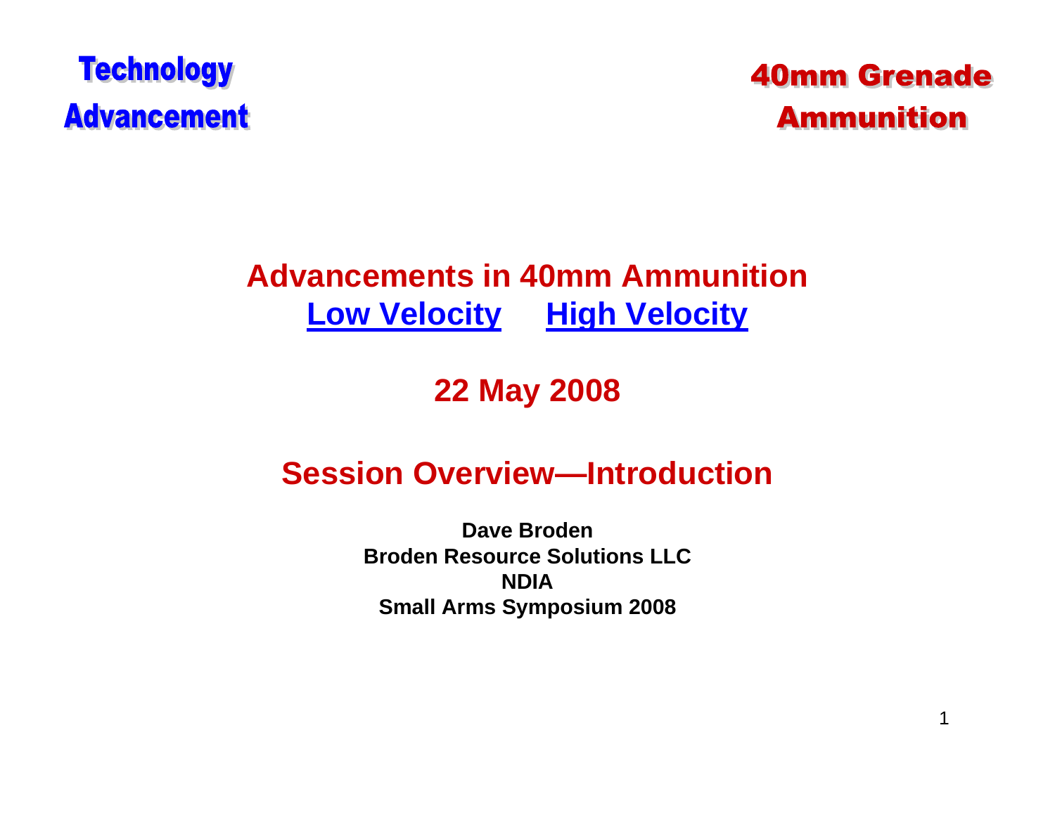**Technology Advancement**

**40mm Grenade Ammunition**

# Advancements in 40mm Ammunition

## Low Velocity High Velocity

## 22 May 2008

## Session Overview—Introduction

**Dave Broden**
**Broden Resource Solutions LLC**
**NDIA**
**Small Arms Symposium 2008**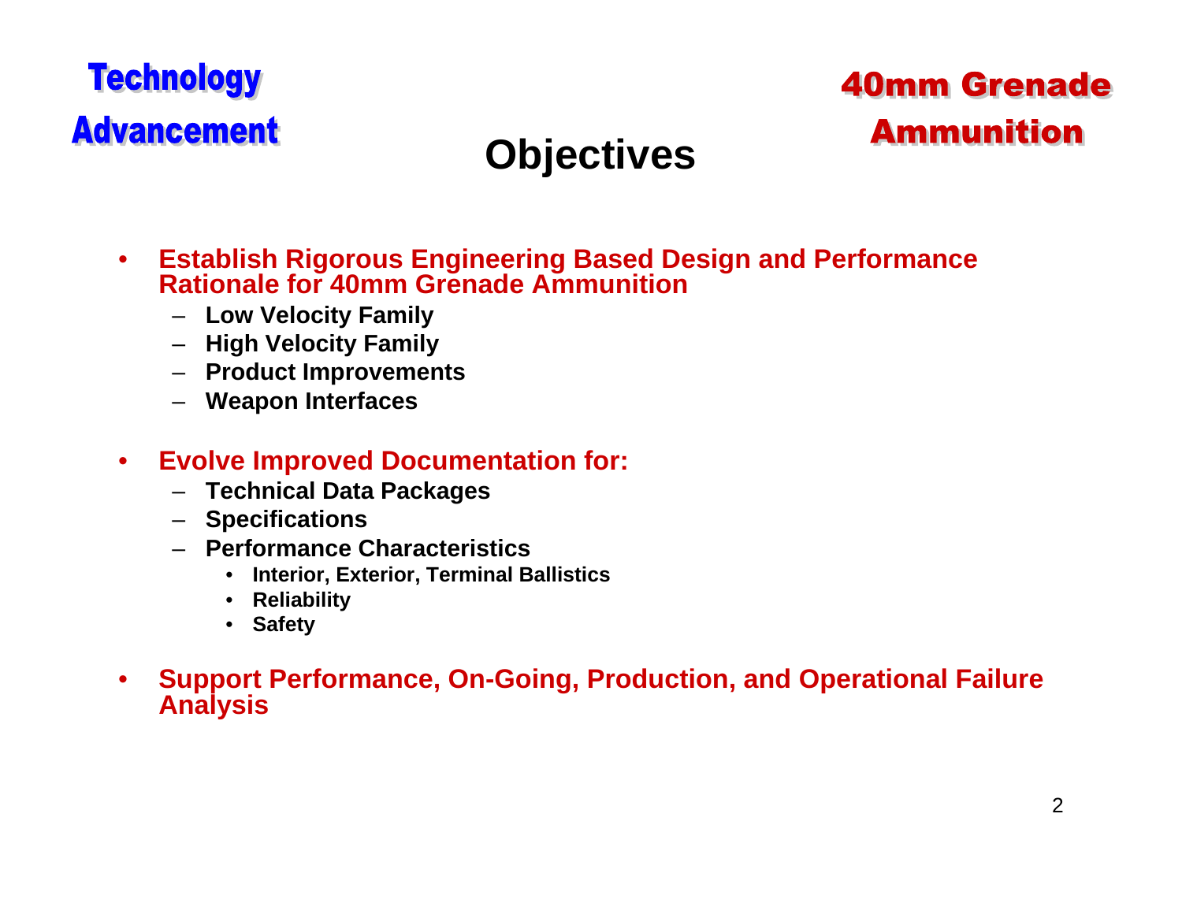**Technology Advancement**

**40mm Grenade Ammunition**

# Objectives

- **Establish Rigorous Engineering Based Design and Performance Rationale for 40mm Grenade Ammunition**
  - **Low Velocity Family**
  - **High Velocity Family**
  - **Product Improvements**
  - **Weapon Interfaces**

- **Evolve Improved Documentation for:**
  - **Technical Data Packages**
  - **Specifications**
  - **Performance Characteristics**
    - **Interior, Exterior, Terminal Ballistics**
    - **Reliability**
    - **Safety**

- **Support Performance, On-Going, Production, and Operational Failure Analysis**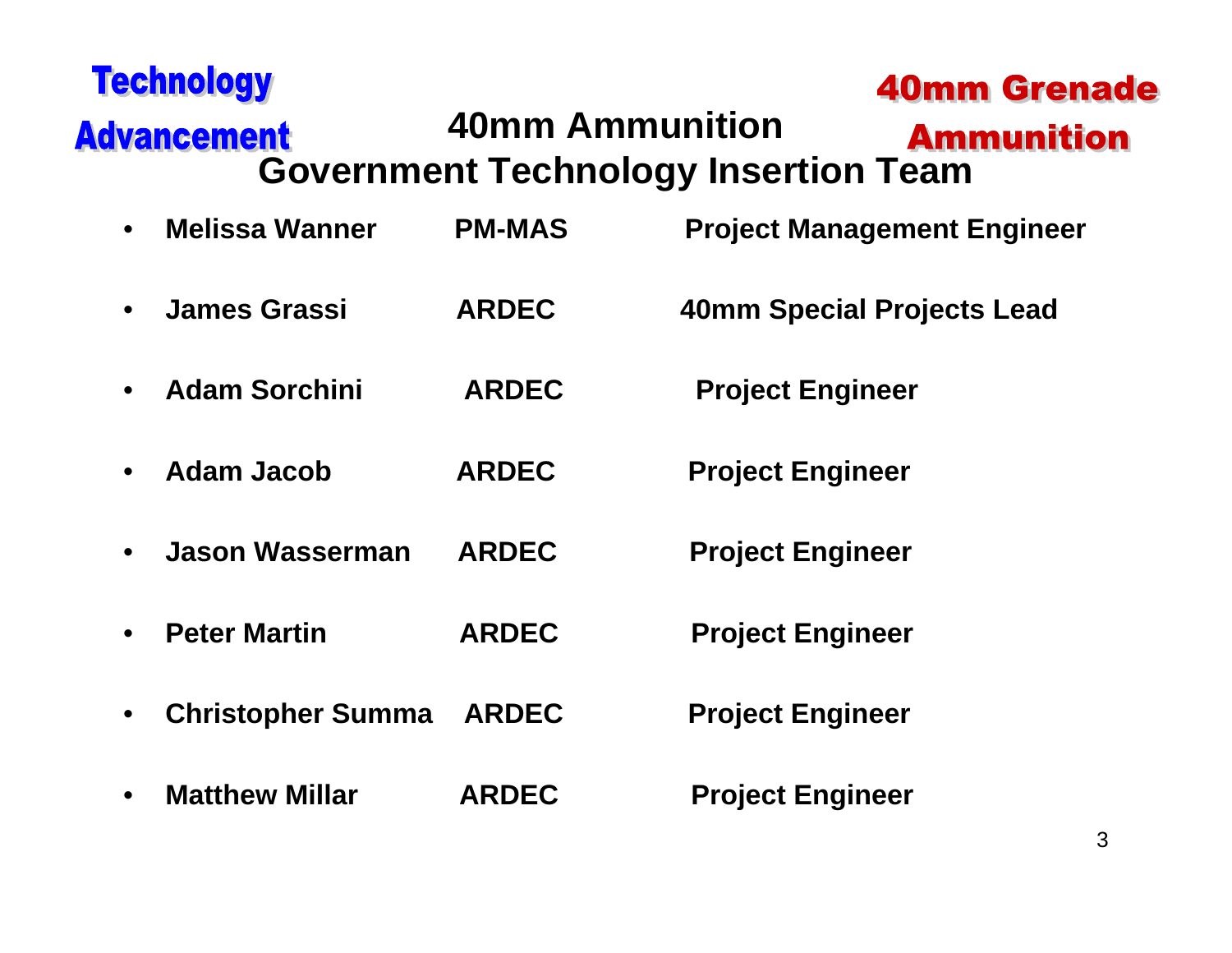Technology Advancement

40mm Grenade Ammunition

# 40mm Ammunition Government Technology Insertion Team

| Name | Organization | Role |
|---|---|---|
| Melissa Wanner | PM-MAS | Project Management Engineer |
| James Grassi | ARDEC | 40mm Special Projects Lead |
| Adam Sorchini | ARDEC | Project Engineer |
| Adam Jacob | ARDEC | Project Engineer |
| Jason Wasserman | ARDEC | Project Engineer |
| Peter Martin | ARDEC | Project Engineer |
| Christopher Summa | ARDEC | Project Engineer |
| Matthew Millar | ARDEC | Project Engineer |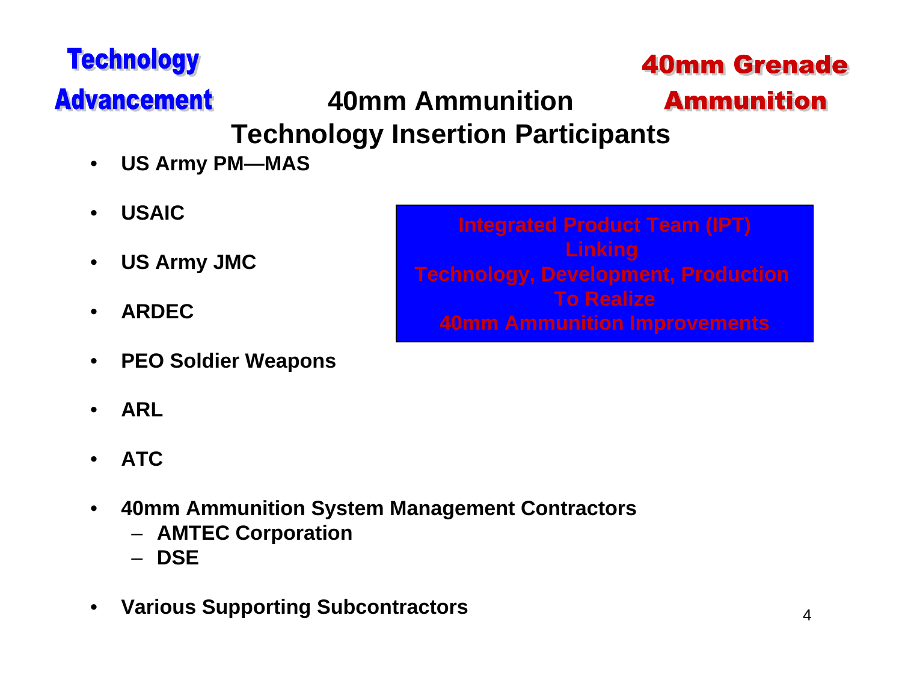Technology Advancement

40mm Grenade Ammunition

# 40mm Ammunition Technology Insertion Participants

- **US Army PM—MAS**
- **USAIC**
- **US Army JMC**
- **ARDEC**
- **PEO Soldier Weapons**
- **ARL**
- **ATC**
- **40mm Ammunition System Management Contractors**
  - **AMTEC Corporation**
  - **DSE**
- **Various Supporting Subcontractors**

**Integrated Product Team (IPT)
Linking
Technology, Development, Production
To Realize
40mm Ammunition Improvements**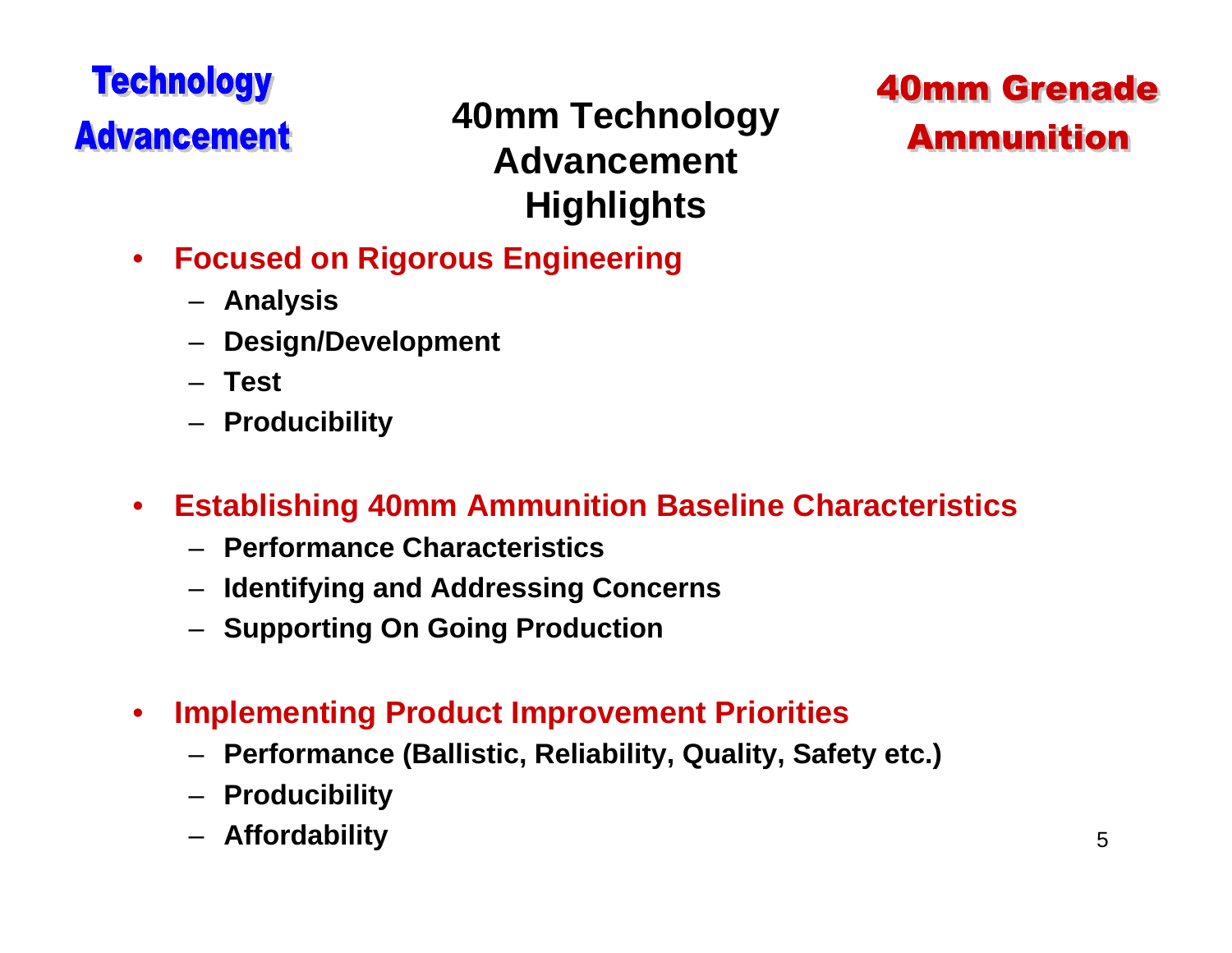**Technology Advancement**

# 40mm Technology Advancement Highlights

**40mm Grenade Ammunition**

- **Focused on Rigorous Engineering**
  - Analysis
  - Design/Development
  - Test
  - Producibility

- **Establishing 40mm Ammunition Baseline Characteristics**
  - Performance Characteristics
  - Identifying and Addressing Concerns
  - Supporting On Going Production

- **Implementing Product Improvement Priorities**
  - Performance (Ballistic, Reliability, Quality, Safety etc.)
  - Producibility
  - Affordability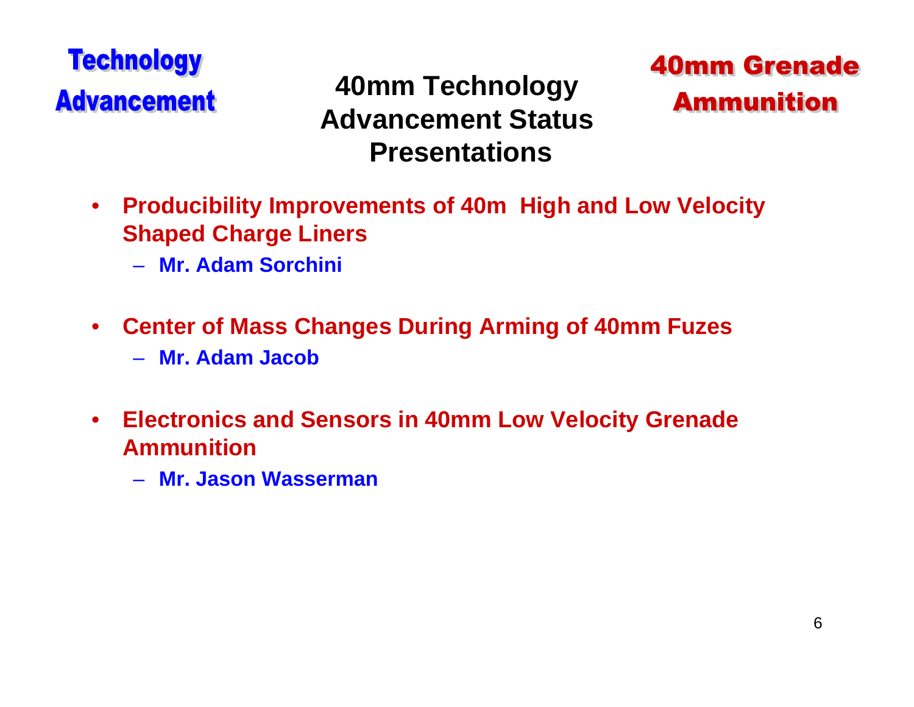**Technology Advancement**

# 40mm Technology Advancement Status Presentations

**40mm Grenade Ammunition**

- **Producibility Improvements of 40m  High and Low Velocity Shaped Charge Liners**
  - **Mr. Adam Sorchini**
- **Center of Mass Changes During Arming of 40mm Fuzes**
  - **Mr. Adam Jacob**
- **Electronics and Sensors in 40mm Low Velocity Grenade Ammunition**
  - **Mr. Jason Wasserman**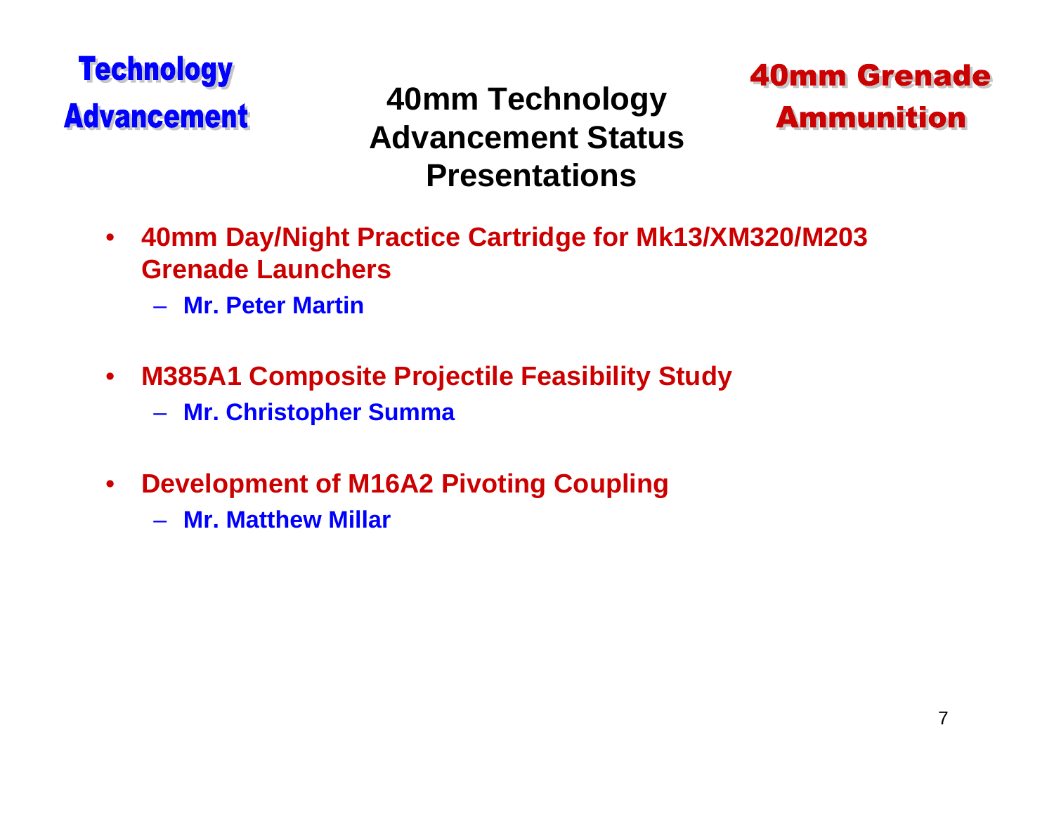**Technology Advancement**

# 40mm Technology Advancement Status Presentations

**40mm Grenade Ammunition**

- **40mm Day/Night Practice Cartridge for Mk13/XM320/M203 Grenade Launchers**
  - **Mr. Peter Martin**
- **M385A1 Composite Projectile Feasibility Study**
  - **Mr. Christopher Summa**
- **Development of M16A2 Pivoting Coupling**
  - **Mr. Matthew Millar**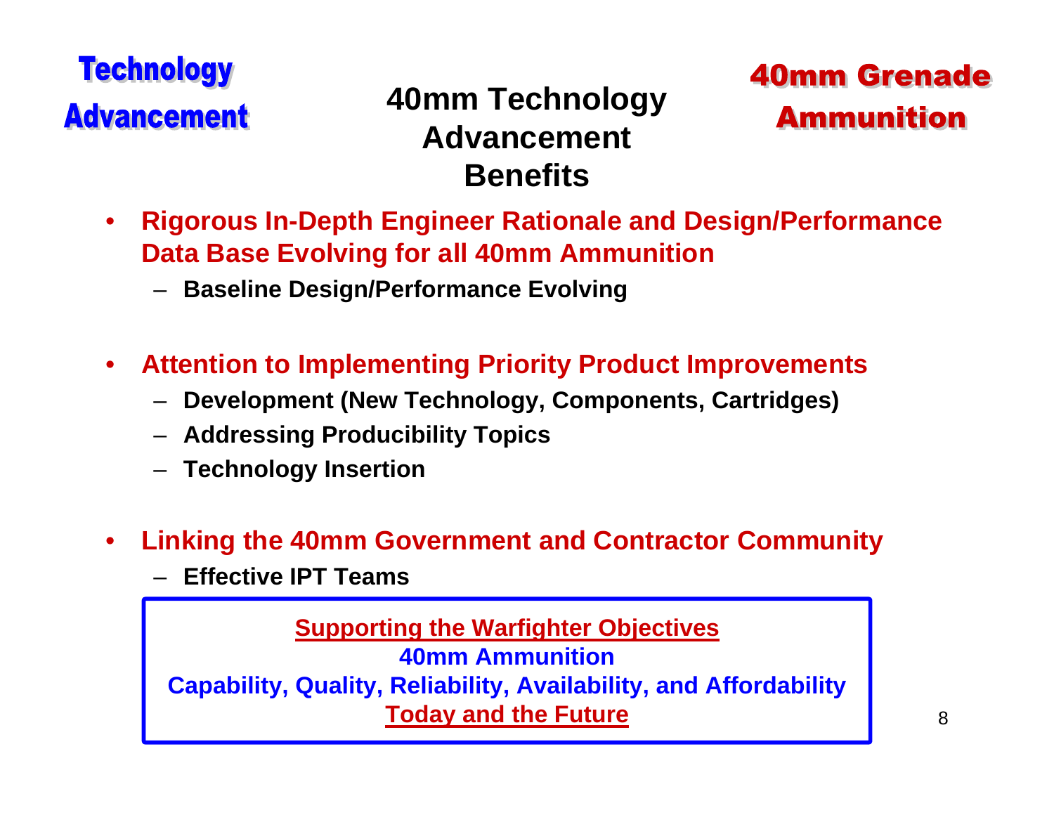**Technology Advancement**

# 40mm Technology Advancement Benefits

**40mm Grenade Ammunition**

- **Rigorous In-Depth Engineer Rationale and Design/Performance Data Base Evolving for all 40mm Ammunition**
  - **Baseline Design/Performance Evolving**
- **Attention to Implementing Priority Product Improvements**
  - **Development (New Technology, Components, Cartridges)**
  - **Addressing Producibility Topics**
  - **Technology Insertion**
- **Linking the 40mm Government and Contractor Community**
  - **Effective IPT Teams**

**Supporting the Warfighter Objectives**
**40mm Ammunition**
**Capability, Quality, Reliability, Availability, and Affordability**
**Today and the Future**